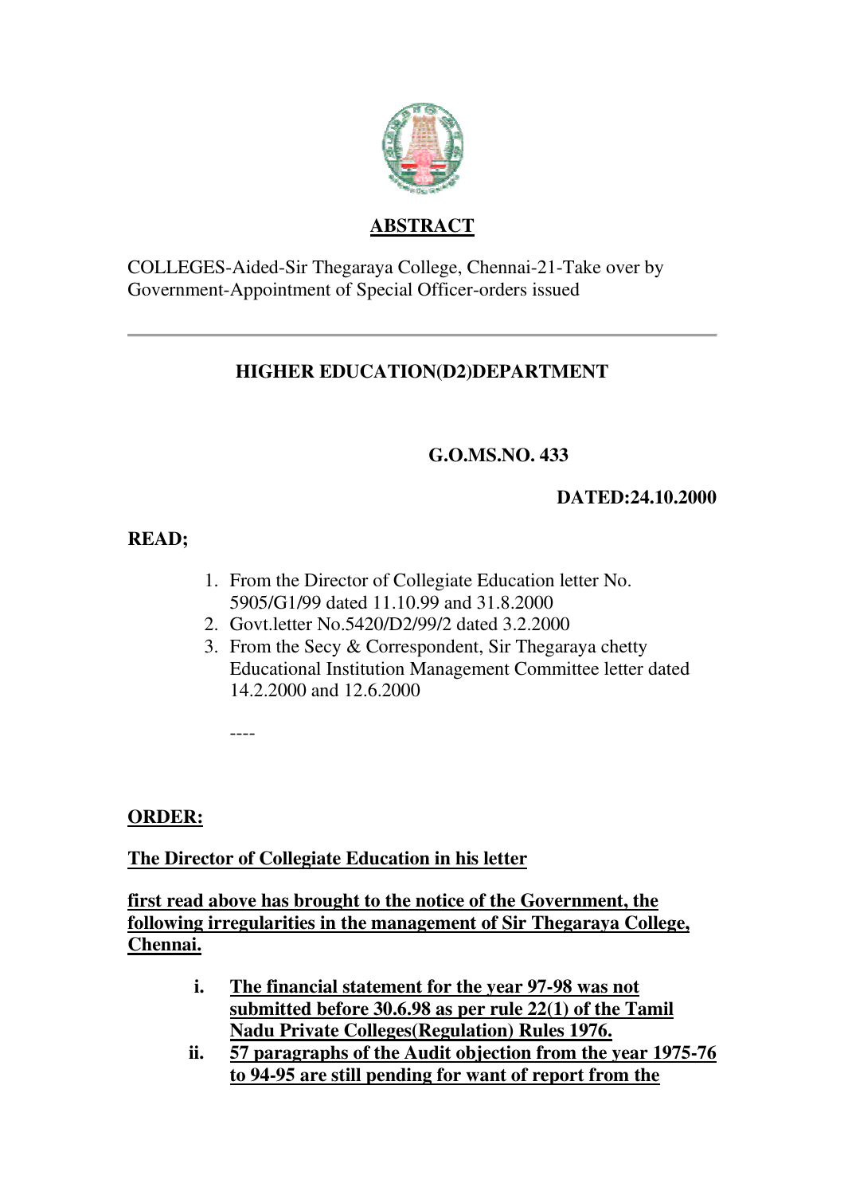## ABSTRACT

COLLEGES-Aided-Sir Thegaraya College, Chennai-21-Take over by Government-Appointment of Special Officer-orders issued

---

### HIGHER EDUCATION(D2)DEPARTMENT

**G.O.MS.NO. 433**

**DATED:24.10.2000**

**READ;**

1. From the Director of Collegiate Education letter No. 5905/G1/99 dated 11.10.99 and 31.8.2000
2. Govt.letter No.5420/D2/99/2 dated 3.2.2000
3. From the Secy & Correspondent, Sir Thegaraya chetty Educational Institution Management Committee letter dated 14.2.2000 and 12.6.2000

----

**ORDER:**

**The Director of Collegiate Education in his letter**

**first read above has brought to the notice of the Government, the following irregularities in the management of Sir Thegaraya College, Chennai.**

i. **The financial statement for the year 97-98 was not submitted before 30.6.98 as per rule 22(1) of the Tamil Nadu Private Colleges(Regulation) Rules 1976.**
ii. **57 paragraphs of the Audit objection from the year 1975-76 to 94-95 are still pending for want of report from the**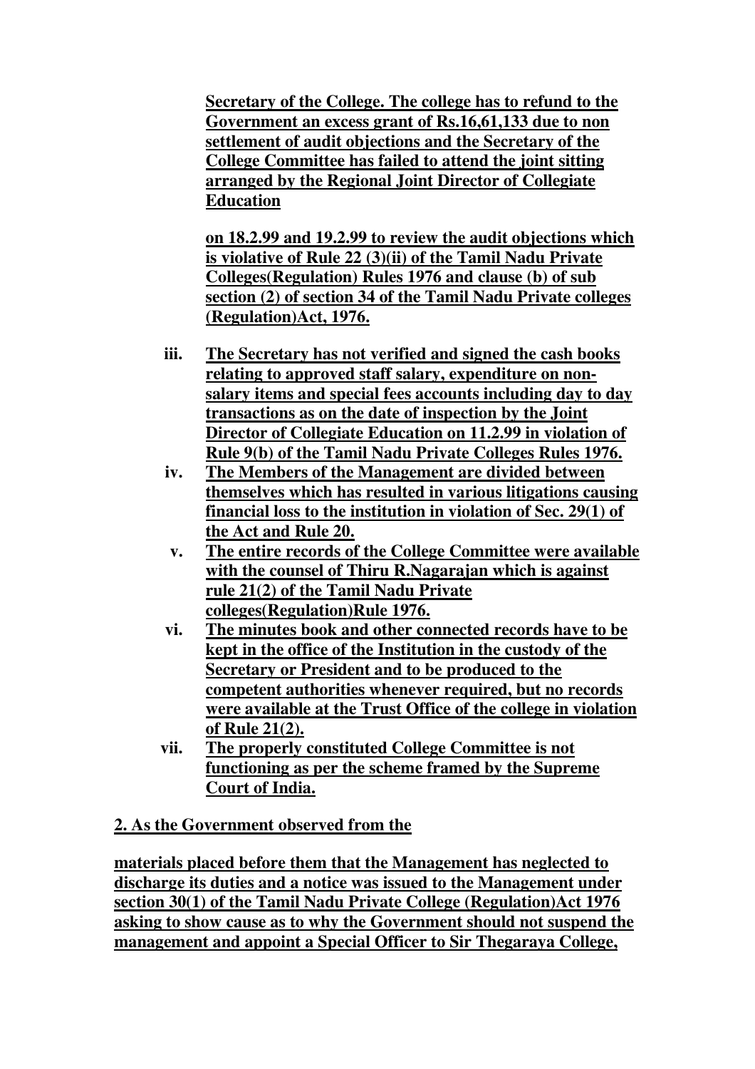**Secretary of the College. The college has to refund to the Government an excess grant of Rs.16,61,133 due to non settlement of audit objections and the Secretary of the College Committee has failed to attend the joint sitting arranged by the Regional Joint Director of Collegiate Education on 18.2.99 and 19.2.99 to review the audit objections which is violative of Rule 22 (3)(ii) of the Tamil Nadu Private Colleges(Regulation) Rules 1976 and clause (b) of sub section (2) of section 34 of the Tamil Nadu Private colleges (Regulation)Act, 1976.**

iii. **The Secretary has not verified and signed the cash books relating to approved staff salary, expenditure on non-salary items and special fees accounts including day to day transactions as on the date of inspection by the Joint Director of Collegiate Education on 11.2.99 in violation of Rule 9(b) of the Tamil Nadu Private Colleges Rules 1976.**

iv. **The Members of the Management are divided between themselves which has resulted in various litigations causing financial loss to the institution in violation of Sec. 29(1) of the Act and Rule 20.**

v. **The entire records of the College Committee were available with the counsel of Thiru R.Nagarajan which is against rule 21(2) of the Tamil Nadu Private colleges(Regulation)Rule 1976.**

vi. **The minutes book and other connected records have to be kept in the office of the Institution in the custody of the Secretary or President and to be produced to the competent authorities whenever required, but no records were available at the Trust Office of the college in violation of Rule 21(2).**

vii. **The properly constituted College Committee is not functioning as per the scheme framed by the Supreme Court of India.**

**2. As the Government observed from the materials placed before them that the Management has neglected to discharge its duties and a notice was issued to the Management under section 30(1) of the Tamil Nadu Private College (Regulation)Act 1976 asking to show cause as to why the Government should not suspend the management and appoint a Special Officer to Sir Thegaraya College,**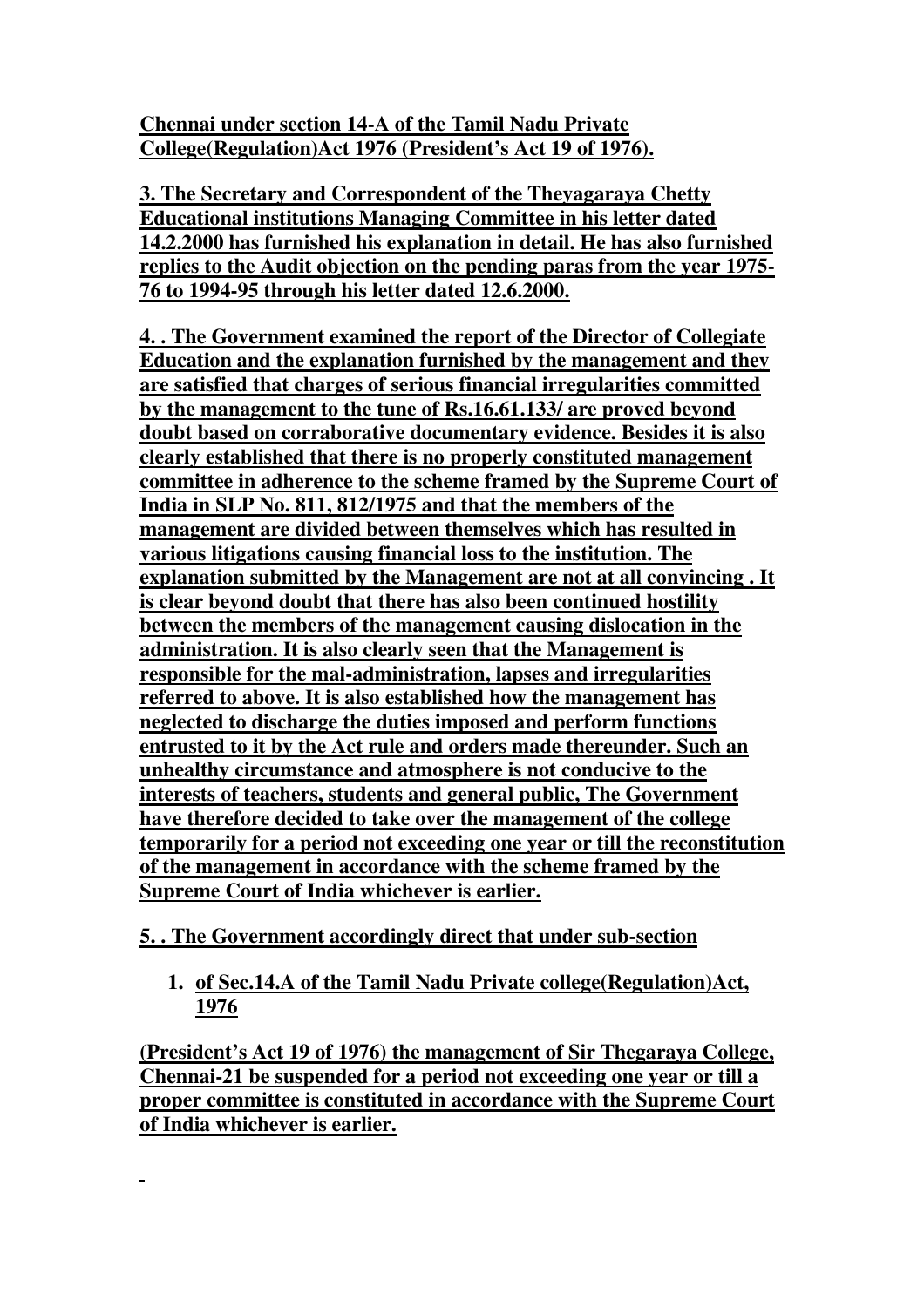**Chennai under section 14-A of the Tamil Nadu Private College(Regulation)Act 1976 (President's Act 19 of 1976).**

**3. The Secretary and Correspondent of the Theyagaraya Chetty Educational institutions Managing Committee in his letter dated 14.2.2000 has furnished his explanation in detail. He has also furnished replies to the Audit objection on the pending paras from the year 1975-76 to 1994-95 through his letter dated 12.6.2000.**

**4. . The Government examined the report of the Director of Collegiate Education and the explanation furnished by the management and they are satisfied that charges of serious financial irregularities committed by the management to the tune of Rs.16.61.133/ are proved beyond doubt based on corraborative documentary evidence. Besides it is also clearly established that there is no properly constituted management committee in adherence to the scheme framed by the Supreme Court of India in SLP No. 811, 812/1975 and that the members of the management are divided between themselves which has resulted in various litigations causing financial loss to the institution. The explanation submitted by the Management are not at all convincing . It is clear beyond doubt that there has also been continued hostility between the members of the management causing dislocation in the administration. It is also clearly seen that the Management is responsible for the mal-administration, lapses and irregularities referred to above. It is also established how the management has neglected to discharge the duties imposed and perform functions entrusted to it by the Act rule and orders made thereunder. Such an unhealthy circumstance and atmosphere is not conducive to the interests of teachers, students and general public, The Government have therefore decided to take over the management of the college temporarily for a period not exceeding one year or till the reconstitution of the management in accordance with the scheme framed by the Supreme Court of India whichever is earlier.**

**5. . The Government accordingly direct that under sub-section**

1. **of Sec.14.A of the Tamil Nadu Private college(Regulation)Act, 1976**

**(President's Act 19 of 1976) the management of Sir Thegaraya College, Chennai-21 be suspended for a period not exceeding one year or till a proper committee is constituted in accordance with the Supreme Court of India whichever is earlier.**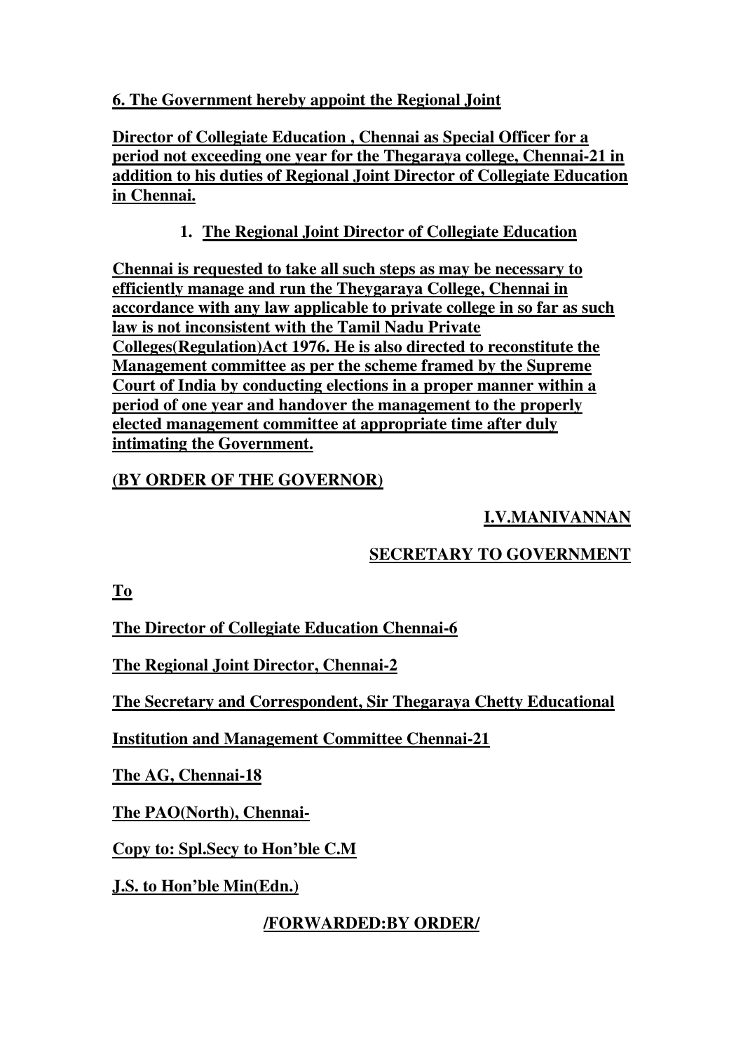**6. The Government hereby appoint the Regional Joint**

**Director of Collegiate Education , Chennai as Special Officer for a period not exceeding one year for the Thegaraya college, Chennai-21 in addition to his duties of Regional Joint Director of Collegiate Education in Chennai.**

1. **The Regional Joint Director of Collegiate Education**

**Chennai is requested to take all such steps as may be necessary to efficiently manage and run the Theygaraya College, Chennai in accordance with any law applicable to private college in so far as such law is not inconsistent with the Tamil Nadu Private Colleges(Regulation)Act 1976. He is also directed to reconstitute the Management committee as per the scheme framed by the Supreme Court of India by conducting elections in a proper manner within a period of one year and handover the management to the properly elected management committee at appropriate time after duly intimating the Government.**

**(BY ORDER OF THE GOVERNOR)**

**I.V.MANIVANNAN**

**SECRETARY TO GOVERNMENT**

**To**

**The Director of Collegiate Education Chennai-6**

**The Regional Joint Director, Chennai-2**

**The Secretary and Correspondent, Sir Thegaraya Chetty Educational**

**Institution and Management Committee Chennai-21**

**The AG, Chennai-18**

**The PAO(North), Chennai-**

**Copy to: Spl.Secy to Hon'ble C.M**

**J.S. to Hon'ble Min(Edn.)**

**/FORWARDED:BY ORDER/**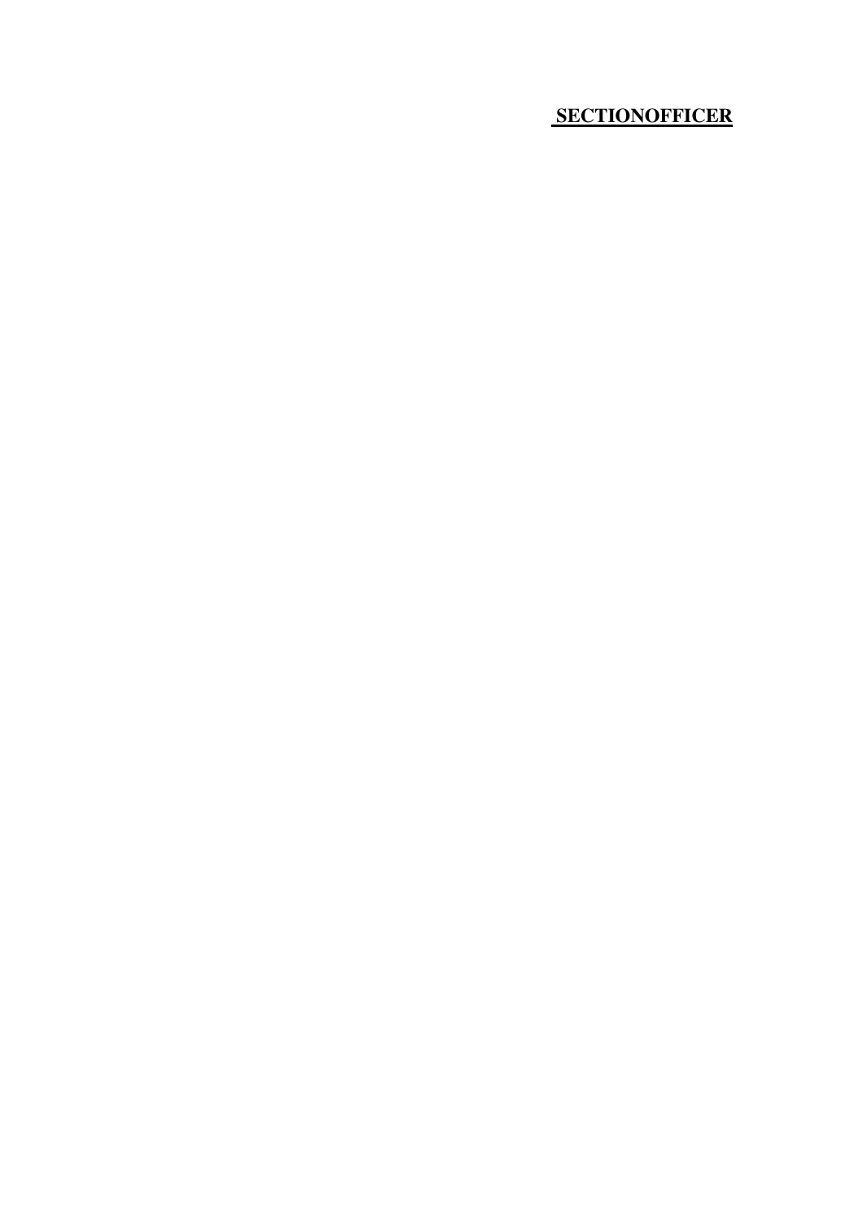**SECTIONOFFICER**